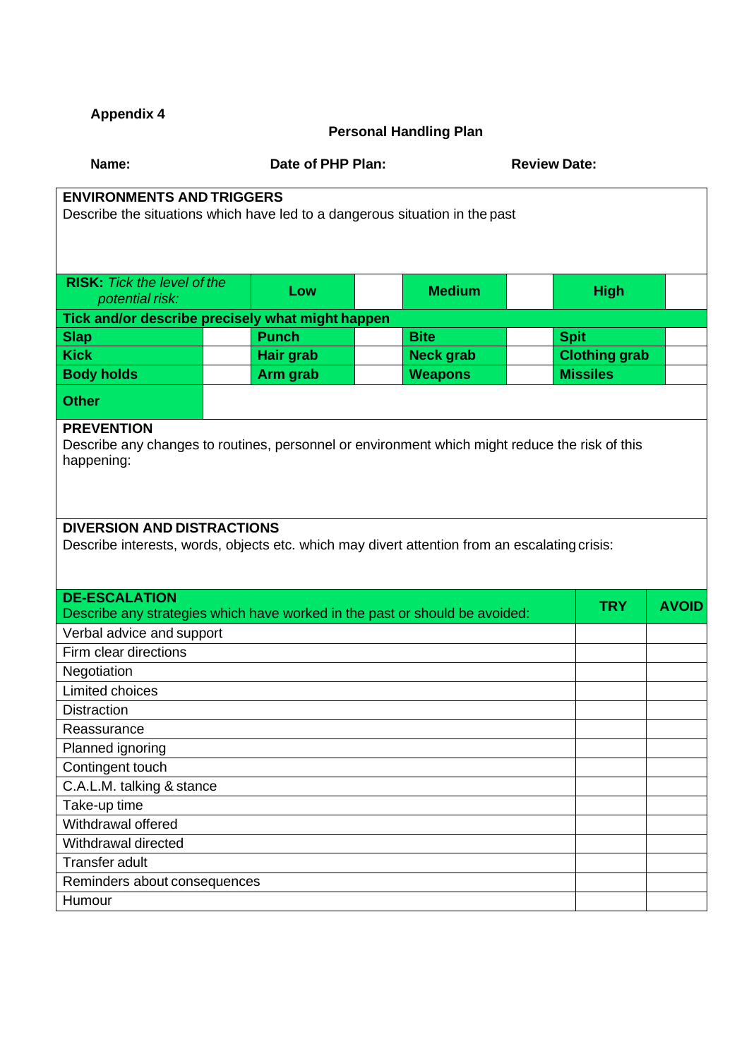**Appendix 4**

## Personal Handling Plan

**Name:** **Date of PHP Plan:** **Review Date:**

**ENVIRONMENTS AND TRIGGERS**
Describe the situations which have led to a dangerous situation in the past

| **RISK:** *Tick the level of the potential risk:* | **Low** | | **Medium** | | **High** | |
|---|---|---|---|---|---|---|

**Tick and/or describe precisely what might happen**

| | | | | | | | |
|---|---|---|---|---|---|---|---|
| **Slap** | | **Punch** | | **Bite** | | **Spit** | |
| **Kick** | | **Hair grab** | | **Neck grab** | | **Clothing grab** | |
| **Body holds** | | **Arm grab** | | **Weapons** | | **Missiles** | |
| **Other** | | | | | | | |

**PREVENTION**
Describe any changes to routines, personnel or environment which might reduce the risk of this happening:

**DIVERSION AND DISTRACTIONS**
Describe interests, words, objects etc. which may divert attention from an escalating crisis:

| **DE-ESCALATION** Describe any strategies which have worked in the past or should be avoided: | **TRY** | **AVOID** |
|---|---|---|
| Verbal advice and support | | |
| Firm clear directions | | |
| Negotiation | | |
| Limited choices | | |
| Distraction | | |
| Reassurance | | |
| Planned ignoring | | |
| Contingent touch | | |
| C.A.L.M. talking & stance | | |
| Take-up time | | |
| Withdrawal offered | | |
| Withdrawal directed | | |
| Transfer adult | | |
| Reminders about consequences | | |
| Humour | | |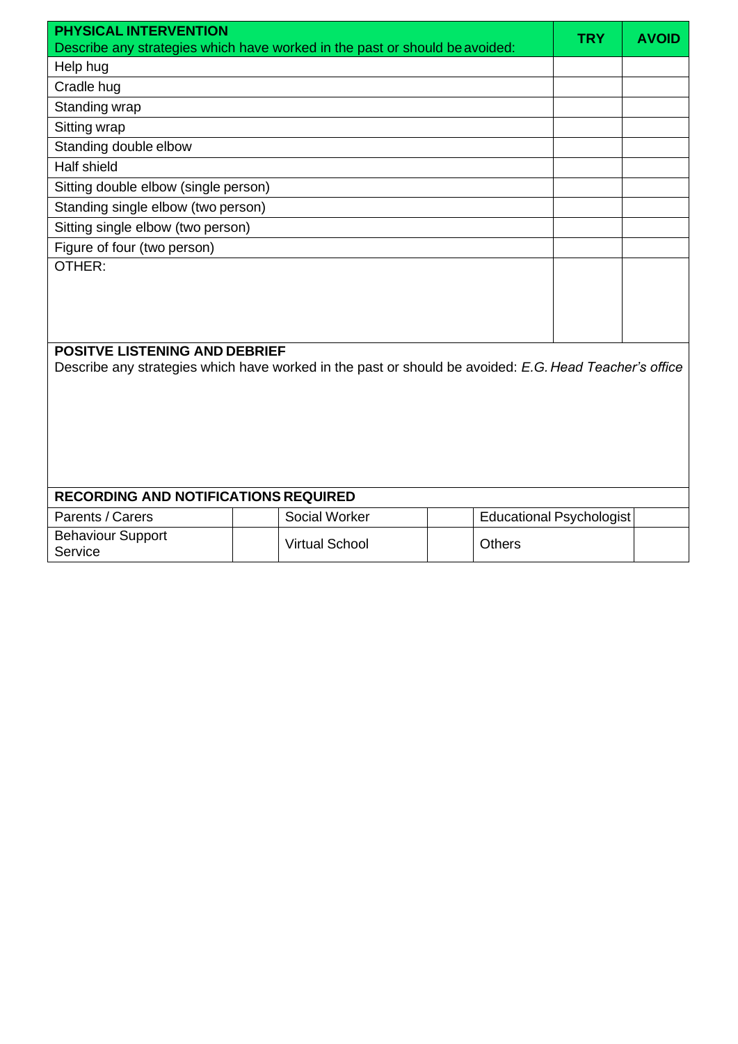| **PHYSICAL INTERVENTION**<br>Describe any strategies which have worked in the past or should be avoided: | **TRY** | **AVOID** |
|---|---|---|
| Help hug | | |
| Cradle hug | | |
| Standing wrap | | |
| Sitting wrap | | |
| Standing double elbow | | |
| Half shield | | |
| Sitting double elbow (single person) | | |
| Standing single elbow (two person) | | |
| Sitting single elbow (two person) | | |
| Figure of four (two person) | | |
| OTHER: | | |

**POSITVE LISTENING AND DEBRIEF**

Describe any strategies which have worked in the past or should be avoided: *E.G. Head Teacher's office*

| **RECORDING AND NOTIFICATIONS REQUIRED** | | | | | |
|---|---|---|---|---|---|
| Parents / Carers | | Social Worker | | Educational Psychologist | |
| Behaviour Support Service | | Virtual School | | Others | |